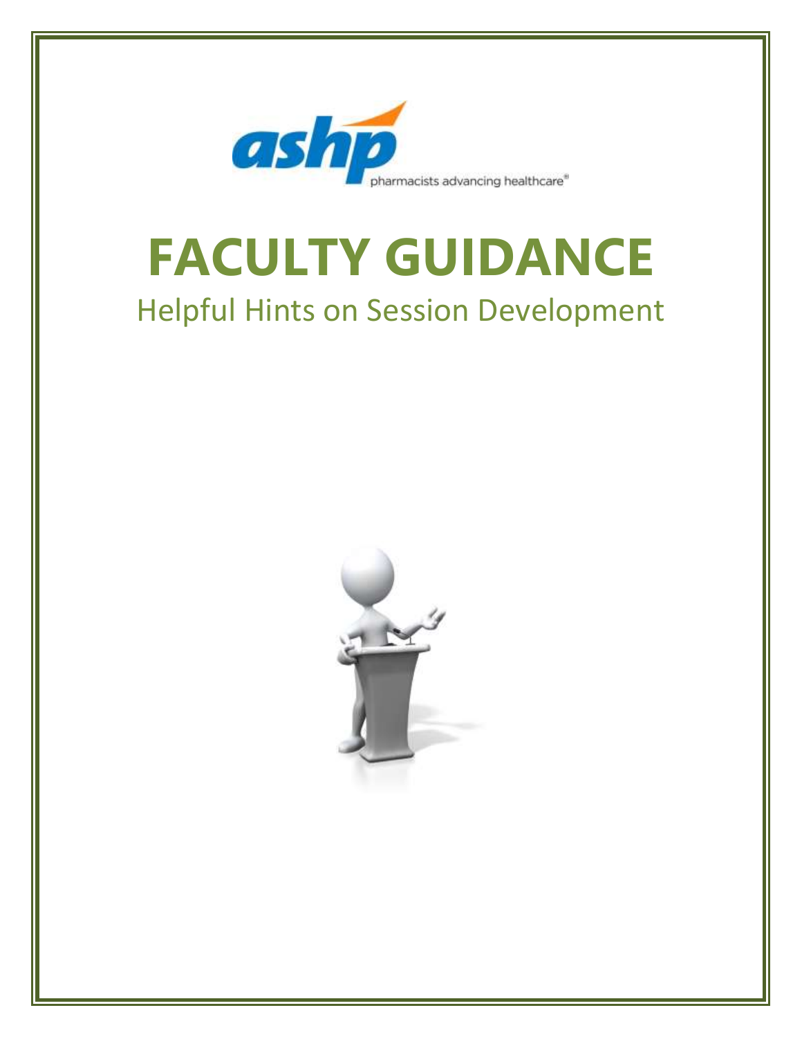# FACULTY GUIDANCE

## Helpful Hints on Session Development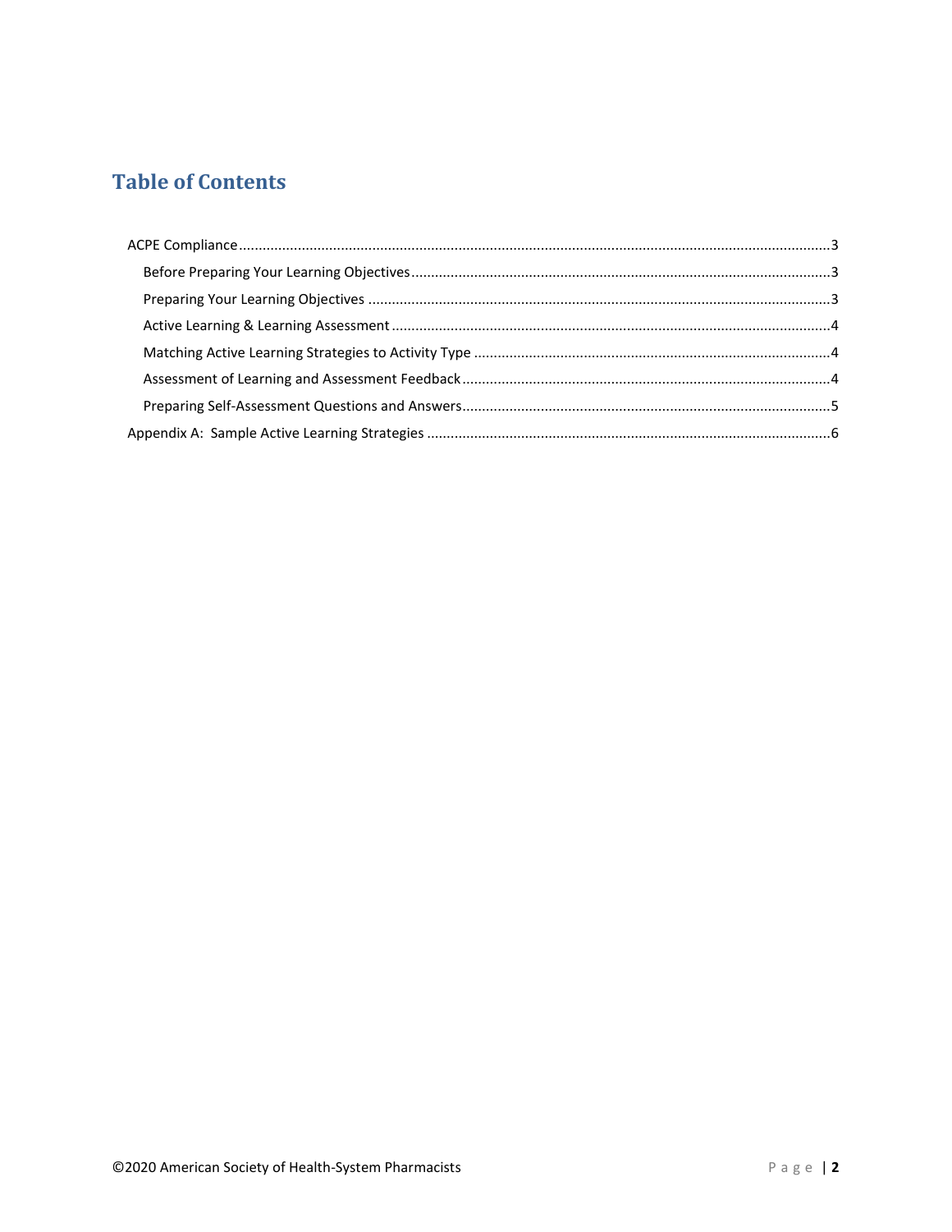# Table of Contents

- ACPE Compliance ... 3
  - Before Preparing Your Learning Objectives ... 3
  - Preparing Your Learning Objectives ... 3
  - Active Learning & Learning Assessment ... 4
  - Matching Active Learning Strategies to Activity Type ... 4
  - Assessment of Learning and Assessment Feedback ... 4
  - Preparing Self-Assessment Questions and Answers ... 5
- Appendix A: Sample Active Learning Strategies ... 6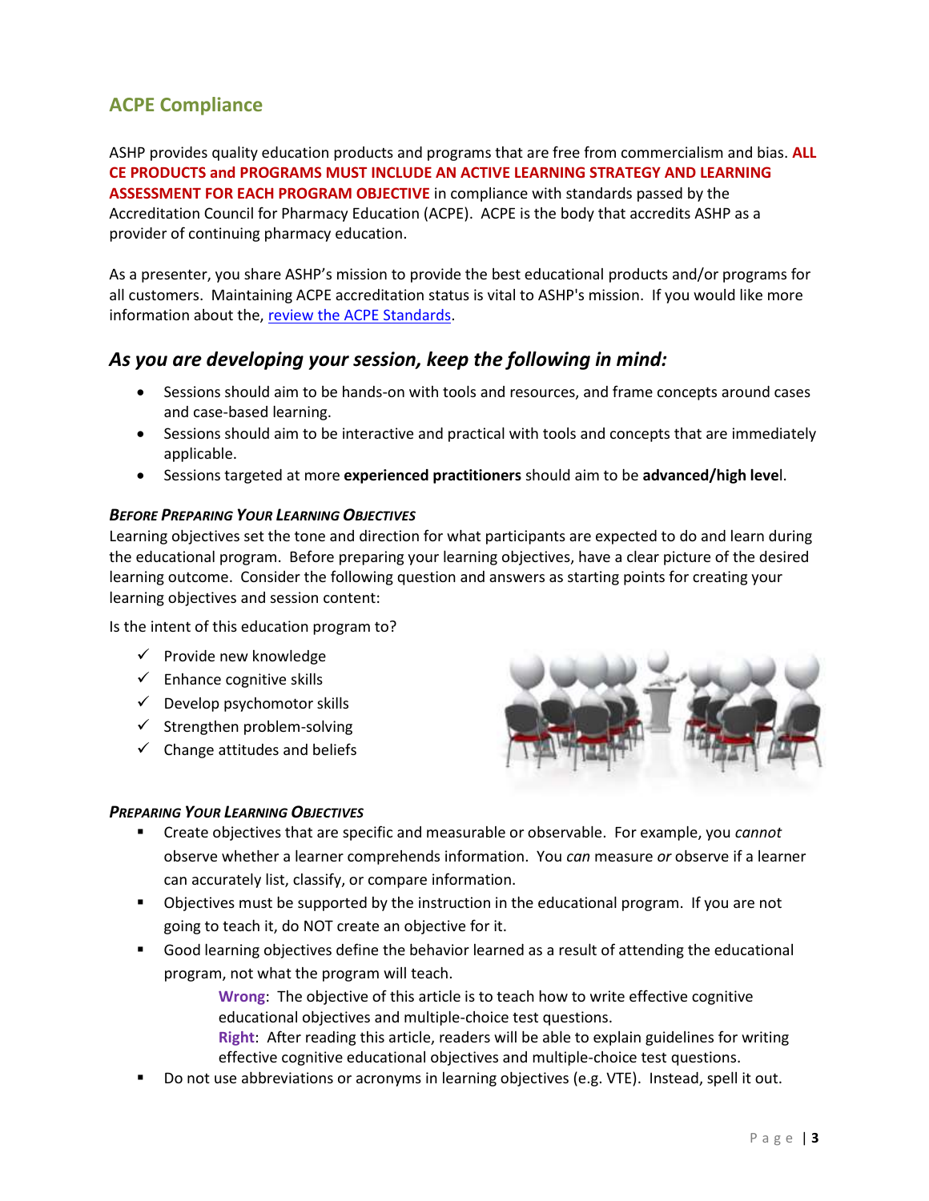## ACPE Compliance

ASHP provides quality education products and programs that are free from commercialism and bias. **ALL CE PRODUCTS and PROGRAMS MUST INCLUDE AN ACTIVE LEARNING STRATEGY AND LEARNING ASSESSMENT FOR EACH PROGRAM OBJECTIVE** in compliance with standards passed by the Accreditation Council for Pharmacy Education (ACPE). ACPE is the body that accredits ASHP as a provider of continuing pharmacy education.

As a presenter, you share ASHP's mission to provide the best educational products and/or programs for all customers. Maintaining ACPE accreditation status is vital to ASHP's mission. If you would like more information about the, review the ACPE Standards.

### *As you are developing your session, keep the following in mind:*

- Sessions should aim to be hands-on with tools and resources, and frame concepts around cases and case-based learning.
- Sessions should aim to be interactive and practical with tools and concepts that are immediately applicable.
- Sessions targeted at more **experienced practitioners** should aim to be **advanced/high leve**l.

#### *Before Preparing Your Learning Objectives*

Learning objectives set the tone and direction for what participants are expected to do and learn during the educational program. Before preparing your learning objectives, have a clear picture of the desired learning outcome. Consider the following question and answers as starting points for creating your learning objectives and session content:

Is the intent of this education program to?

- ✓ Provide new knowledge
- ✓ Enhance cognitive skills
- ✓ Develop psychomotor skills
- ✓ Strengthen problem-solving
- ✓ Change attitudes and beliefs

#### *Preparing Your Learning Objectives*

- Create objectives that are specific and measurable or observable. For example, you *cannot* observe whether a learner comprehends information. You *can* measure *or* observe if a learner can accurately list, classify, or compare information.
- Objectives must be supported by the instruction in the educational program. If you are not going to teach it, do NOT create an objective for it.
- Good learning objectives define the behavior learned as a result of attending the educational program, not what the program will teach.

  **Wrong**: The objective of this article is to teach how to write effective cognitive educational objectives and multiple-choice test questions.

  **Right**: After reading this article, readers will be able to explain guidelines for writing effective cognitive educational objectives and multiple-choice test questions.
- Do not use abbreviations or acronyms in learning objectives (e.g. VTE). Instead, spell it out.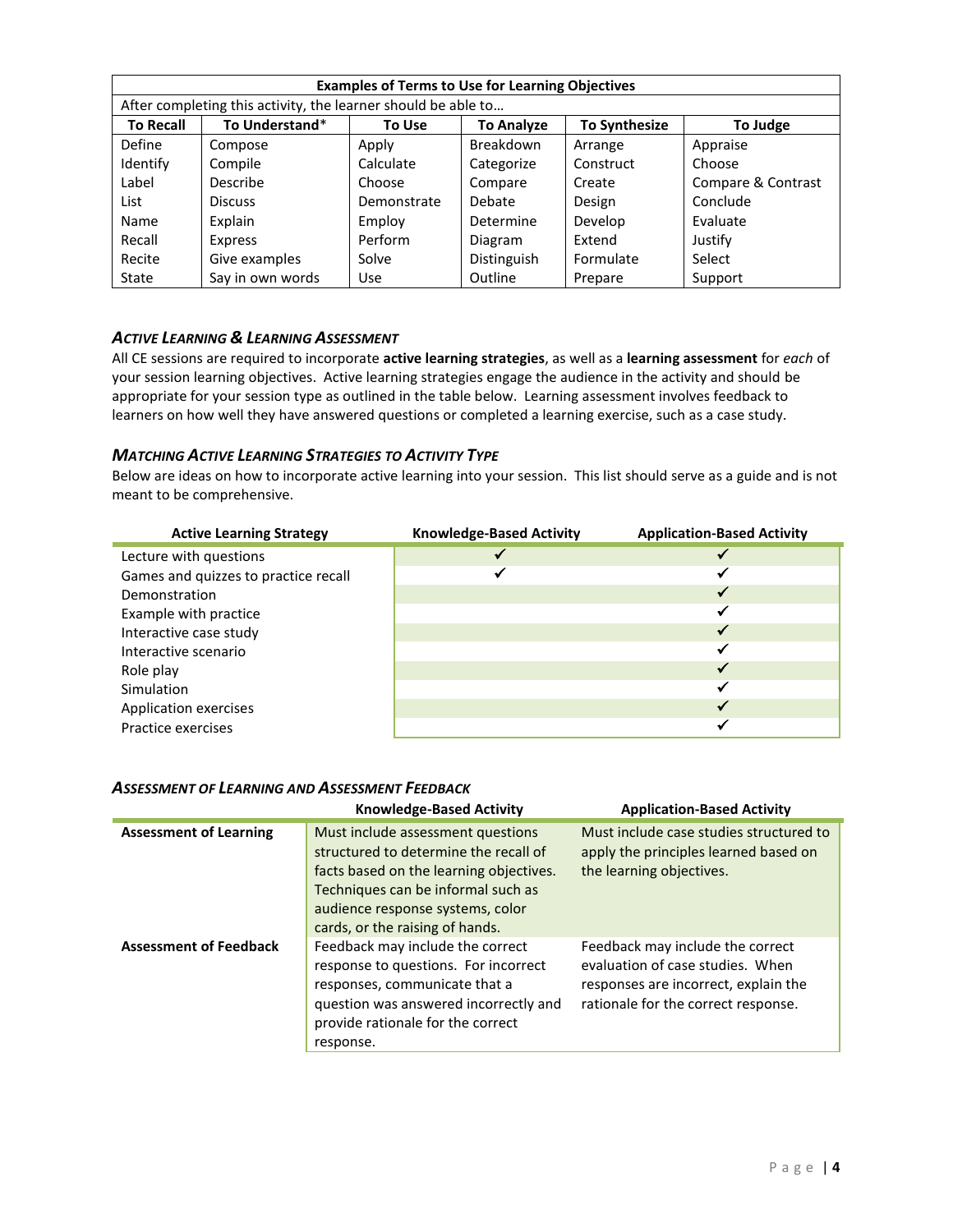| Examples of Terms to Use for Learning Objectives | | | | | |
|---|---|---|---|---|---|
| After completing this activity, the learner should be able to… | | | | | |
| **To Recall** | **To Understand*** | **To Use** | **To Analyze** | **To Synthesize** | **To Judge** |
| Define | Compose | Apply | Breakdown | Arrange | Appraise |
| Identify | Compile | Calculate | Categorize | Construct | Choose |
| Label | Describe | Choose | Compare | Create | Compare & Contrast |
| List | Discuss | Demonstrate | Debate | Design | Conclude |
| Name | Explain | Employ | Determine | Develop | Evaluate |
| Recall | Express | Perform | Diagram | Extend | Justify |
| Recite | Give examples | Solve | Distinguish | Formulate | Select |
| State | Say in own words | Use | Outline | Prepare | Support |

### *Active Learning & Learning Assessment*

All CE sessions are required to incorporate **active learning strategies**, as well as a **learning assessment** for *each* of your session learning objectives. Active learning strategies engage the audience in the activity and should be appropriate for your session type as outlined in the table below. Learning assessment involves feedback to learners on how well they have answered questions or completed a learning exercise, such as a case study.

### *Matching Active Learning Strategies to Activity Type*

Below are ideas on how to incorporate active learning into your session. This list should serve as a guide and is not meant to be comprehensive.

| Active Learning Strategy | Knowledge-Based Activity | Application-Based Activity |
|---|---|---|
| Lecture with questions | ✓ | ✓ |
| Games and quizzes to practice recall | ✓ | ✓ |
| Demonstration | | ✓ |
| Example with practice | | ✓ |
| Interactive case study | | ✓ |
| Interactive scenario | | ✓ |
| Role play | | ✓ |
| Simulation | | ✓ |
| Application exercises | | ✓ |
| Practice exercises | | ✓ |

### *Assessment of Learning and Assessment Feedback*

| | Knowledge-Based Activity | Application-Based Activity |
|---|---|---|
| **Assessment of Learning** | Must include assessment questions structured to determine the recall of facts based on the learning objectives. Techniques can be informal such as audience response systems, color cards, or the raising of hands. | Must include case studies structured to apply the principles learned based on the learning objectives. |
| **Assessment of Feedback** | Feedback may include the correct response to questions. For incorrect responses, communicate that a question was answered incorrectly and provide rationale for the correct response. | Feedback may include the correct evaluation of case studies. When responses are incorrect, explain the rationale for the correct response. |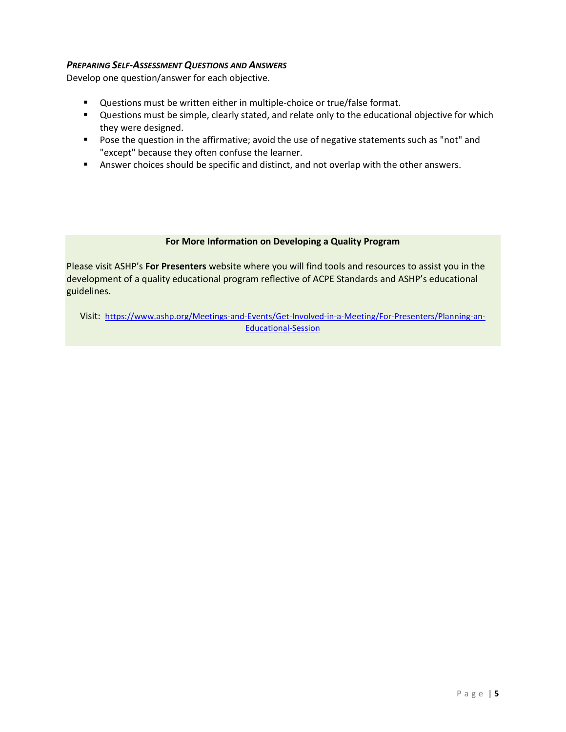### *Preparing Self-Assessment Questions and Answers*

Develop one question/answer for each objective.

- Questions must be written either in multiple-choice or true/false format.
- Questions must be simple, clearly stated, and relate only to the educational objective for which they were designed.
- Pose the question in the affirmative; avoid the use of negative statements such as "not" and "except" because they often confuse the learner.
- Answer choices should be specific and distinct, and not overlap with the other answers.

**For More Information on Developing a Quality Program**

Please visit ASHP's **For Presenters** website where you will find tools and resources to assist you in the development of a quality educational program reflective of ACPE Standards and ASHP's educational guidelines.

Visit: [https://www.ashp.org/Meetings-and-Events/Get-Involved-in-a-Meeting/For-Presenters/Planning-an-Educational-Session](https://www.ashp.org/Meetings-and-Events/Get-Involved-in-a-Meeting/For-Presenters/Planning-an-Educational-Session)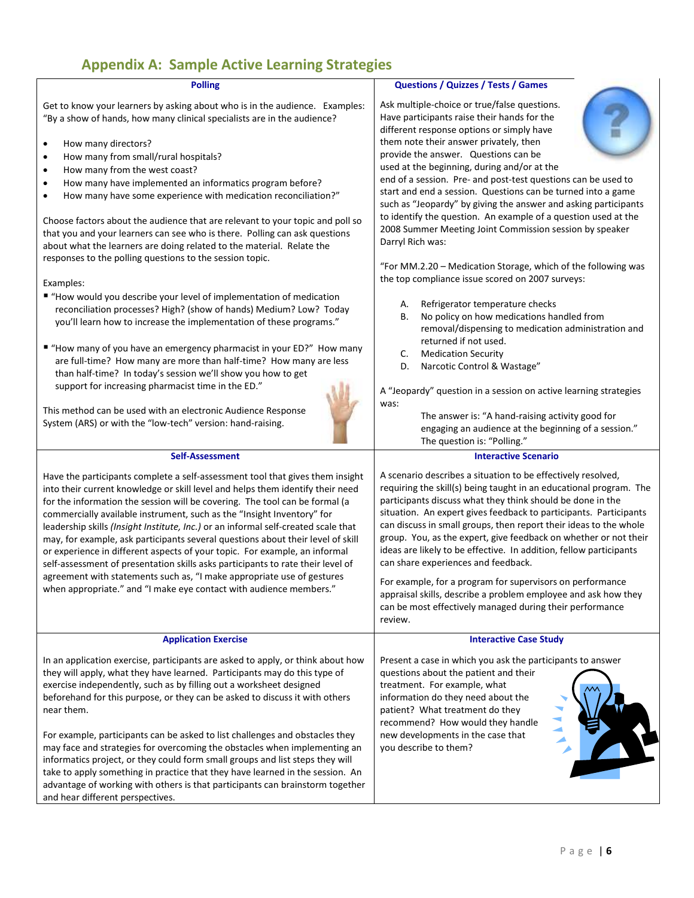## Appendix A: Sample Active Learning Strategies

### Polling

Get to know your learners by asking about who is in the audience. Examples: "By a show of hands, how many clinical specialists are in the audience?

- How many directors?
- How many from small/rural hospitals?
- How many from the west coast?
- How many have implemented an informatics program before?
- How many have some experience with medication reconciliation?"

Choose factors about the audience that are relevant to your topic and poll so that you and your learners can see who is there. Polling can ask questions about what the learners are doing related to the material. Relate the responses to the polling questions to the session topic.

Examples:

- "How would you describe your level of implementation of medication reconciliation processes? High? (show of hands) Medium? Low? Today you'll learn how to increase the implementation of these programs."
- "How many of you have an emergency pharmacist in your ED?" How many are full-time? How many are more than half-time? How many are less than half-time? In today's session we'll show you how to get support for increasing pharmacist time in the ED."

This method can be used with an electronic Audience Response System (ARS) or with the "low-tech" version: hand-raising.

### Questions / Quizzes / Tests / Games

Ask multiple-choice or true/false questions. Have participants raise their hands for the different response options or simply have them note their answer privately, then provide the answer. Questions can be used at the beginning, during and/or at the end of a session. Pre- and post-test questions can be used to start and end a session. Questions can be turned into a game such as "Jeopardy" by giving the answer and asking participants to identify the question. An example of a question used at the 2008 Summer Meeting Joint Commission session by speaker Darryl Rich was:

"For MM.2.20 – Medication Storage, which of the following was the top compliance issue scored on 2007 surveys:

A. Refrigerator temperature checks
B. No policy on how medications handled from removal/dispensing to medication administration and returned if not used.
C. Medication Security
D. Narcotic Control & Wastage"

A "Jeopardy" question in a session on active learning strategies was:

The answer is: "A hand-raising activity good for engaging an audience at the beginning of a session."
The question is: "Polling."

### Self-Assessment

Have the participants complete a self-assessment tool that gives them insight into their current knowledge or skill level and helps them identify their need for the information the session will be covering. The tool can be formal (a commercially available instrument, such as the "Insight Inventory" for leadership skills *(Insight Institute, Inc.)* or an informal self-created scale that may, for example, ask participants several questions about their level of skill or experience in different aspects of your topic. For example, an informal self-assessment of presentation skills asks participants to rate their level of agreement with statements such as, "I make appropriate use of gestures when appropriate." and "I make eye contact with audience members."

### Interactive Scenario

A scenario describes a situation to be effectively resolved, requiring the skill(s) being taught in an educational program. The participants discuss what they think should be done in the situation. An expert gives feedback to participants. Participants can discuss in small groups, then report their ideas to the whole group. You, as the expert, give feedback on whether or not their ideas are likely to be effective. In addition, fellow participants can share experiences and feedback.

For example, for a program for supervisors on performance appraisal skills, describe a problem employee and ask how they can be most effectively managed during their performance review.

### Application Exercise

In an application exercise, participants are asked to apply, or think about how they will apply, what they have learned. Participants may do this type of exercise independently, such as by filling out a worksheet designed beforehand for this purpose, or they can be asked to discuss it with others near them.

For example, participants can be asked to list challenges and obstacles they may face and strategies for overcoming the obstacles when implementing an informatics project, or they could form small groups and list steps they will take to apply something in practice that they have learned in the session. An advantage of working with others is that participants can brainstorm together and hear different perspectives.

### Interactive Case Study

Present a case in which you ask the participants to answer questions about the patient and their treatment. For example, what information do they need about the patient? What treatment do they recommend? How would they handle new developments in the case that you describe to them?